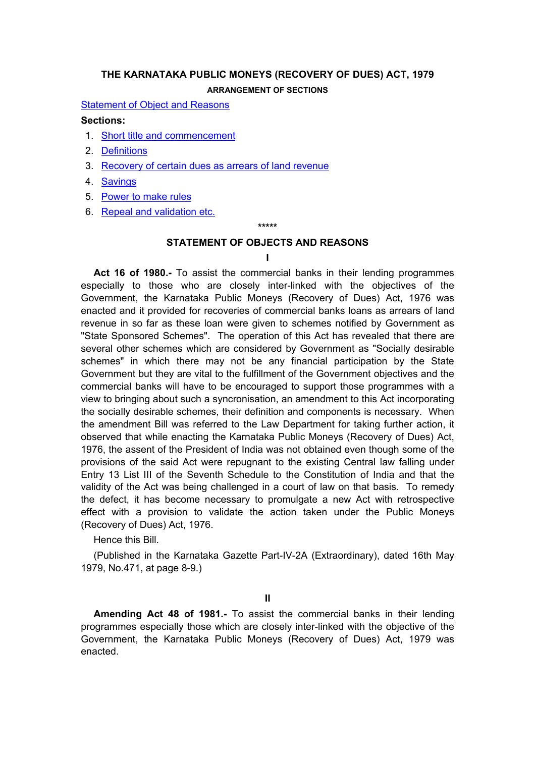# THE KARNATAKA PUBLIC MONEYS (RECOVERY OF DUES) ACT, 1979

### ARRANGEMENT OF SECTIONS

Statement of Object and Reasons

**Sections:**

1. Short title and commencement
2. Definitions
3. Recovery of certain dues as arrears of land revenue
4. Savings
5. Power to make rules
6. Repeal and validation etc.

\*\*\*\*\*

## STATEMENT OF OBJECTS AND REASONS

**I**

**Act 16 of 1980.-** To assist the commercial banks in their lending programmes especially to those who are closely inter-linked with the objectives of the Government, the Karnataka Public Moneys (Recovery of Dues) Act, 1976 was enacted and it provided for recoveries of commercial banks loans as arrears of land revenue in so far as these loan were given to schemes notified by Government as "State Sponsored Schemes". The operation of this Act has revealed that there are several other schemes which are considered by Government as "Socially desirable schemes" in which there may not be any financial participation by the State Government but they are vital to the fulfillment of the Government objectives and the commercial banks will have to be encouraged to support those programmes with a view to bringing about such a syncronisation, an amendment to this Act incorporating the socially desirable schemes, their definition and components is necessary. When the amendment Bill was referred to the Law Department for taking further action, it observed that while enacting the Karnataka Public Moneys (Recovery of Dues) Act, 1976, the assent of the President of India was not obtained even though some of the provisions of the said Act were repugnant to the existing Central law falling under Entry 13 List III of the Seventh Schedule to the Constitution of India and that the validity of the Act was being challenged in a court of law on that basis. To remedy the defect, it has become necessary to promulgate a new Act with retrospective effect with a provision to validate the action taken under the Public Moneys (Recovery of Dues) Act, 1976.

Hence this Bill.

(Published in the Karnataka Gazette Part-IV-2A (Extraordinary), dated 16th May 1979, No.471, at page 8-9.)

**II**

**Amending Act 48 of 1981.-** To assist the commercial banks in their lending programmes especially those which are closely inter-linked with the objective of the Government, the Karnataka Public Moneys (Recovery of Dues) Act, 1979 was enacted.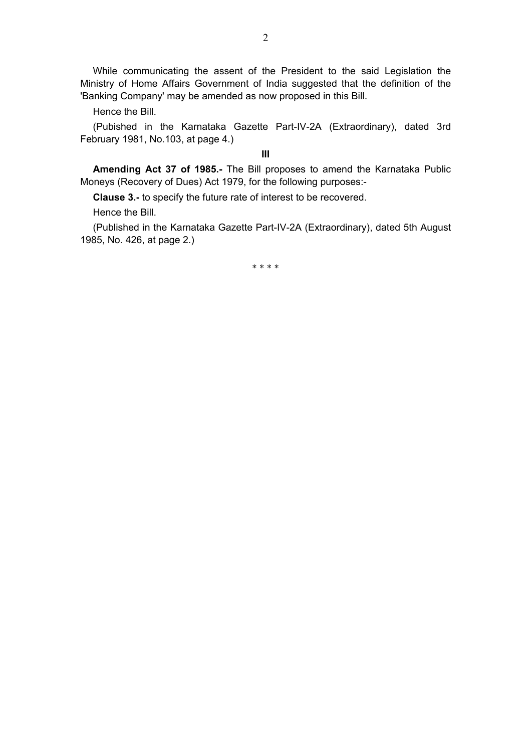While communicating the assent of the President to the said Legislation the Ministry of Home Affairs Government of India suggested that the definition of the 'Banking Company' may be amended as now proposed in this Bill.

Hence the Bill.

(Pubished in the Karnataka Gazette Part-IV-2A (Extraordinary), dated 3rd February 1981, No.103, at page 4.)

**III**

**Amending Act 37 of 1985.-** The Bill proposes to amend the Karnataka Public Moneys (Recovery of Dues) Act 1979, for the following purposes:-

**Clause 3.-** to specify the future rate of interest to be recovered.

Hence the Bill.

(Published in the Karnataka Gazette Part-IV-2A (Extraordinary), dated 5th August 1985, No. 426, at page 2.)

\* \* \* \*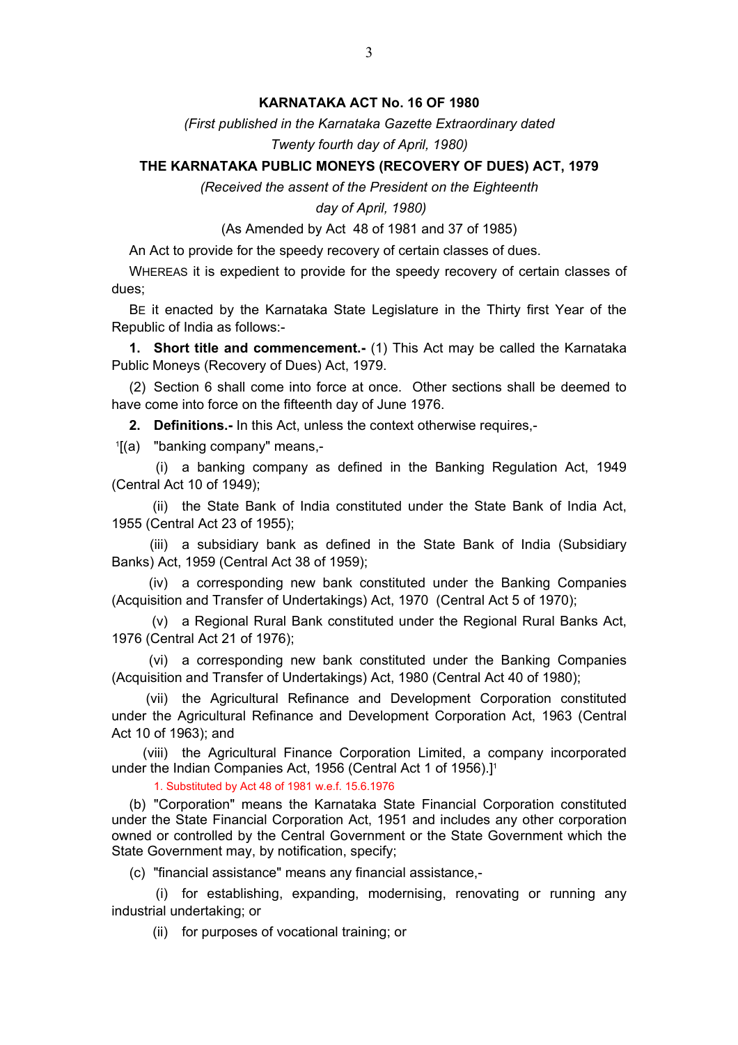**KARNATAKA ACT No. 16 OF 1980**

*(First published in the Karnataka Gazette Extraordinary dated Twenty fourth day of April, 1980)*

**THE KARNATAKA PUBLIC MONEYS (RECOVERY OF DUES) ACT, 1979**

*(Received the assent of the President on the Eighteenth day of April, 1980)*

(As Amended by Act 48 of 1981 and 37 of 1985)

An Act to provide for the speedy recovery of certain classes of dues.

WHEREAS it is expedient to provide for the speedy recovery of certain classes of dues;

BE it enacted by the Karnataka State Legislature in the Thirty first Year of the Republic of India as follows:-

**1. Short title and commencement.-** (1) This Act may be called the Karnataka Public Moneys (Recovery of Dues) Act, 1979.

(2) Section 6 shall come into force at once. Other sections shall be deemed to have come into force on the fifteenth day of June 1976.

**2. Definitions.-** In this Act, unless the context otherwise requires,-

[1][(a) "banking company" means,-

(i) a banking company as defined in the Banking Regulation Act, 1949 (Central Act 10 of 1949);

(ii) the State Bank of India constituted under the State Bank of India Act, 1955 (Central Act 23 of 1955);

(iii) a subsidiary bank as defined in the State Bank of India (Subsidiary Banks) Act, 1959 (Central Act 38 of 1959);

(iv) a corresponding new bank constituted under the Banking Companies (Acquisition and Transfer of Undertakings) Act, 1970 (Central Act 5 of 1970);

(v) a Regional Rural Bank constituted under the Regional Rural Banks Act, 1976 (Central Act 21 of 1976);

(vi) a corresponding new bank constituted under the Banking Companies (Acquisition and Transfer of Undertakings) Act, 1980 (Central Act 40 of 1980);

(vii) the Agricultural Refinance and Development Corporation constituted under the Agricultural Refinance and Development Corporation Act, 1963 (Central Act 10 of 1963); and

(viii) the Agricultural Finance Corporation Limited, a company incorporated under the Indian Companies Act, 1956 (Central Act 1 of 1956).][1]

1. Substituted by Act 48 of 1981 w.e.f. 15.6.1976

(b) "Corporation" means the Karnataka State Financial Corporation constituted under the State Financial Corporation Act, 1951 and includes any other corporation owned or controlled by the Central Government or the State Government which the State Government may, by notification, specify;

(c) "financial assistance" means any financial assistance,-

(i) for establishing, expanding, modernising, renovating or running any industrial undertaking; or

(ii) for purposes of vocational training; or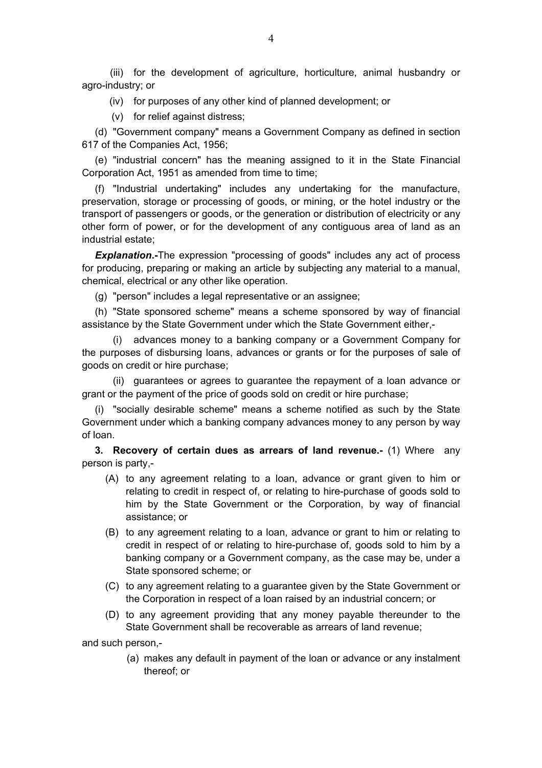(iii) for the development of agriculture, horticulture, animal husbandry or agro-industry; or

(iv) for purposes of any other kind of planned development; or

(v) for relief against distress;

(d) "Government company" means a Government Company as defined in section 617 of the Companies Act, 1956;

(e) "industrial concern" has the meaning assigned to it in the State Financial Corporation Act, 1951 as amended from time to time;

(f) "Industrial undertaking" includes any undertaking for the manufacture, preservation, storage or processing of goods, or mining, or the hotel industry or the transport of passengers or goods, or the generation or distribution of electricity or any other form of power, or for the development of any contiguous area of land as an industrial estate;

***Explanation*.-**The expression "processing of goods" includes any act of process for producing, preparing or making an article by subjecting any material to a manual, chemical, electrical or any other like operation.

(g) "person" includes a legal representative or an assignee;

(h) "State sponsored scheme" means a scheme sponsored by way of financial assistance by the State Government under which the State Government either,-

(i) advances money to a banking company or a Government Company for the purposes of disbursing loans, advances or grants or for the purposes of sale of goods on credit or hire purchase;

(ii) guarantees or agrees to guarantee the repayment of a loan advance or grant or the payment of the price of goods sold on credit or hire purchase;

(i) "socially desirable scheme" means a scheme notified as such by the State Government under which a banking company advances money to any person by way of loan.

**3. Recovery of certain dues as arrears of land revenue.-** (1) Where any person is party,-

(A) to any agreement relating to a loan, advance or grant given to him or relating to credit in respect of, or relating to hire-purchase of goods sold to him by the State Government or the Corporation, by way of financial assistance; or

(B) to any agreement relating to a loan, advance or grant to him or relating to credit in respect of or relating to hire-purchase of, goods sold to him by a banking company or a Government company, as the case may be, under a State sponsored scheme; or

(C) to any agreement relating to a guarantee given by the State Government or the Corporation in respect of a loan raised by an industrial concern; or

(D) to any agreement providing that any money payable thereunder to the State Government shall be recoverable as arrears of land revenue;

and such person,-

(a) makes any default in payment of the loan or advance or any instalment thereof; or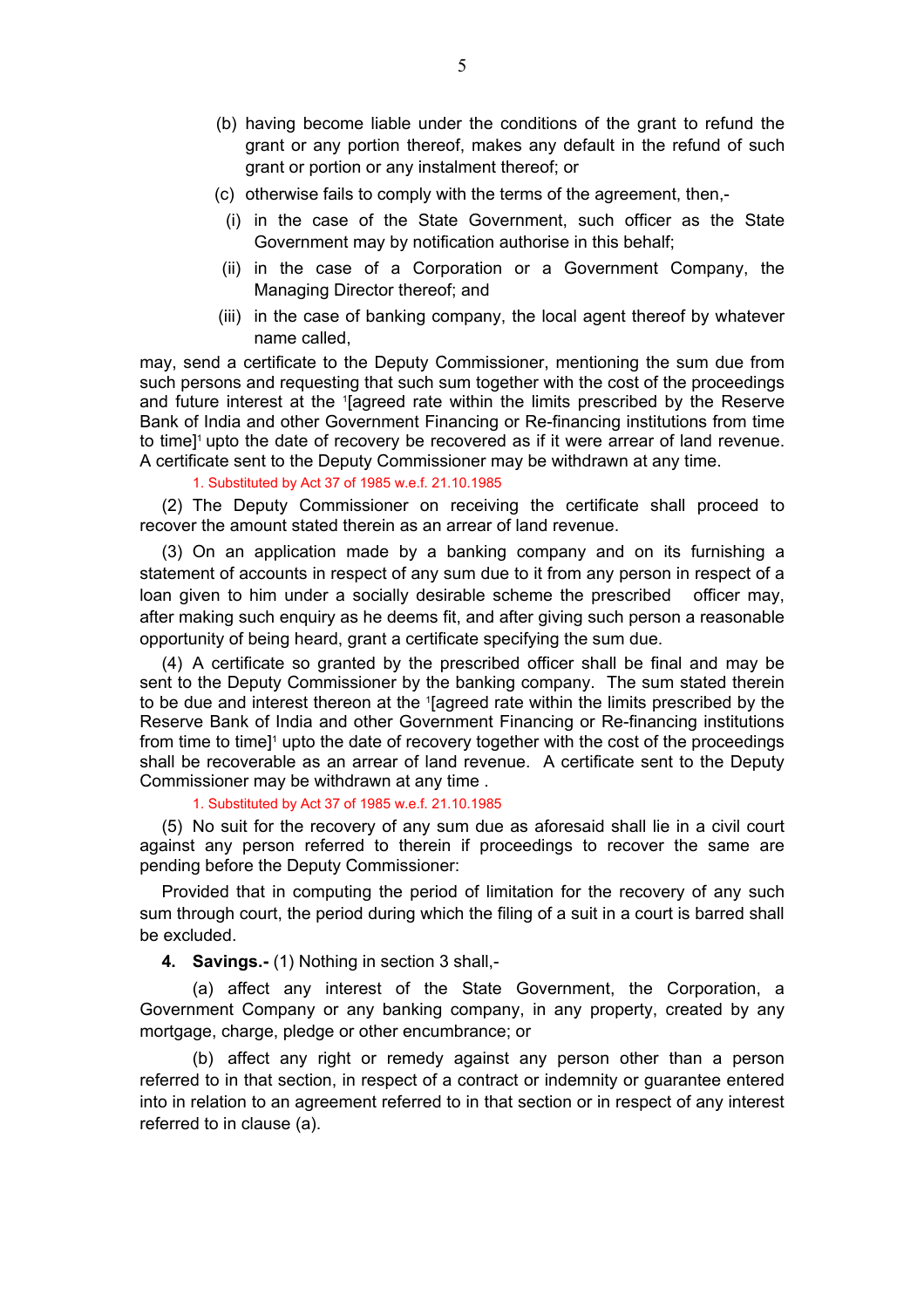(b) having become liable under the conditions of the grant to refund the grant or any portion thereof, makes any default in the refund of such grant or portion or any instalment thereof; or

(c) otherwise fails to comply with the terms of the agreement, then,-

(i) in the case of the State Government, such officer as the State Government may by notification authorise in this behalf;

(ii) in the case of a Corporation or a Government Company, the Managing Director thereof; and

(iii) in the case of banking company, the local agent thereof by whatever name called,

may, send a certificate to the Deputy Commissioner, mentioning the sum due from such persons and requesting that such sum together with the cost of the proceedings and future interest at the [1][agreed rate within the limits prescribed by the Reserve Bank of India and other Government Financing or Re-financing institutions from time to time][1] upto the date of recovery be recovered as if it were arrear of land revenue. A certificate sent to the Deputy Commissioner may be withdrawn at any time.

1. Substituted by Act 37 of 1985 w.e.f. 21.10.1985

(2) The Deputy Commissioner on receiving the certificate shall proceed to recover the amount stated therein as an arrear of land revenue.

(3) On an application made by a banking company and on its furnishing a statement of accounts in respect of any sum due to it from any person in respect of a loan given to him under a socially desirable scheme the prescribed officer may, after making such enquiry as he deems fit, and after giving such person a reasonable opportunity of being heard, grant a certificate specifying the sum due.

(4) A certificate so granted by the prescribed officer shall be final and may be sent to the Deputy Commissioner by the banking company. The sum stated therein to be due and interest thereon at the [1][agreed rate within the limits prescribed by the Reserve Bank of India and other Government Financing or Re-financing institutions from time to time][1] upto the date of recovery together with the cost of the proceedings shall be recoverable as an arrear of land revenue. A certificate sent to the Deputy Commissioner may be withdrawn at any time .

1. Substituted by Act 37 of 1985 w.e.f. 21.10.1985

(5) No suit for the recovery of any sum due as aforesaid shall lie in a civil court against any person referred to therein if proceedings to recover the same are pending before the Deputy Commissioner:

Provided that in computing the period of limitation for the recovery of any such sum through court, the period during which the filing of a suit in a court is barred shall be excluded.

**4. Savings.-** (1) Nothing in section 3 shall,-

(a) affect any interest of the State Government, the Corporation, a Government Company or any banking company, in any property, created by any mortgage, charge, pledge or other encumbrance; or

(b) affect any right or remedy against any person other than a person referred to in that section, in respect of a contract or indemnity or guarantee entered into in relation to an agreement referred to in that section or in respect of any interest referred to in clause (a).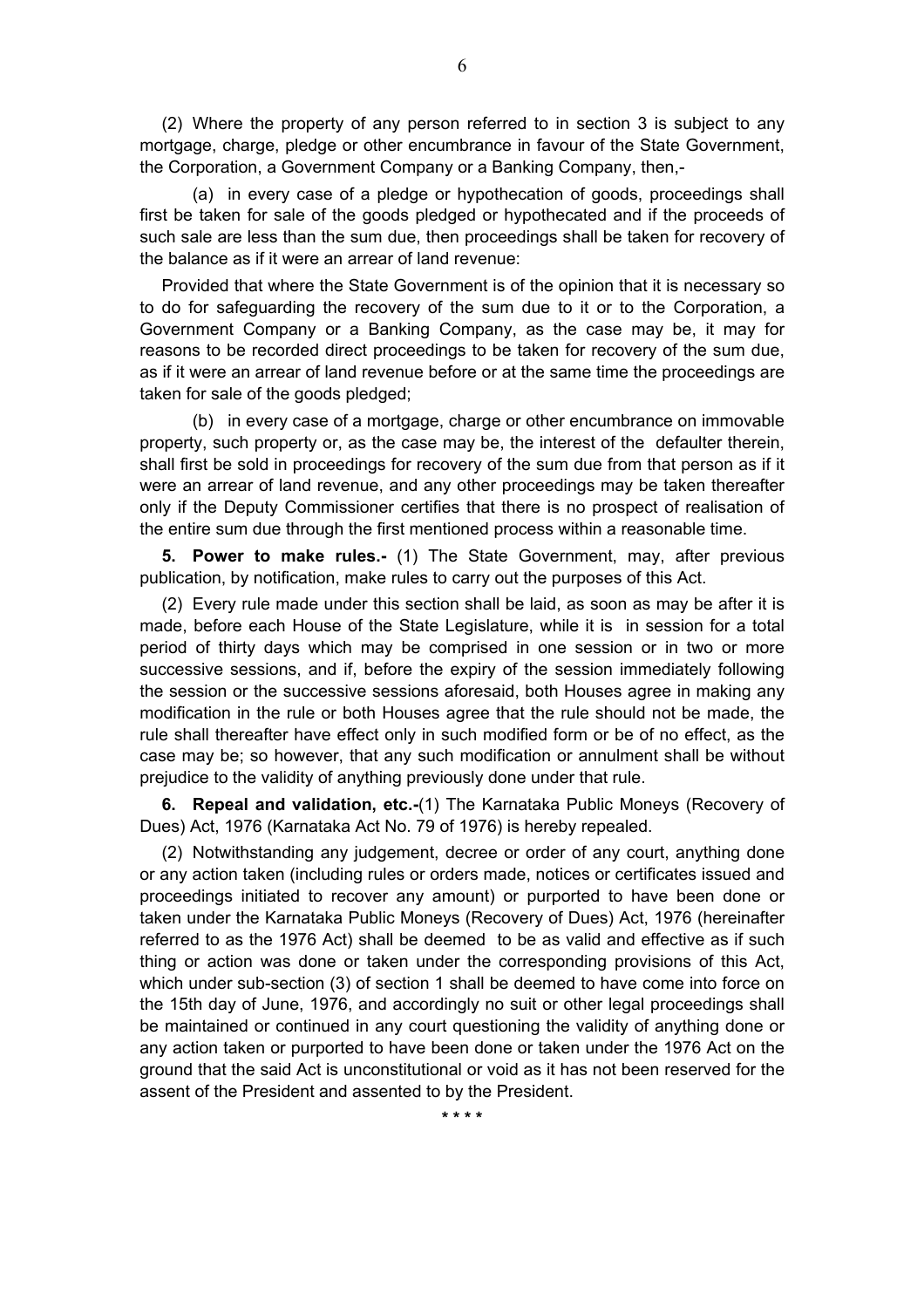(2) Where the property of any person referred to in section 3 is subject to any mortgage, charge, pledge or other encumbrance in favour of the State Government, the Corporation, a Government Company or a Banking Company, then,-

(a) in every case of a pledge or hypothecation of goods, proceedings shall first be taken for sale of the goods pledged or hypothecated and if the proceeds of such sale are less than the sum due, then proceedings shall be taken for recovery of the balance as if it were an arrear of land revenue:

Provided that where the State Government is of the opinion that it is necessary so to do for safeguarding the recovery of the sum due to it or to the Corporation, a Government Company or a Banking Company, as the case may be, it may for reasons to be recorded direct proceedings to be taken for recovery of the sum due, as if it were an arrear of land revenue before or at the same time the proceedings are taken for sale of the goods pledged;

(b) in every case of a mortgage, charge or other encumbrance on immovable property, such property or, as the case may be, the interest of the defaulter therein, shall first be sold in proceedings for recovery of the sum due from that person as if it were an arrear of land revenue, and any other proceedings may be taken thereafter only if the Deputy Commissioner certifies that there is no prospect of realisation of the entire sum due through the first mentioned process within a reasonable time.

**5. Power to make rules.-** (1) The State Government, may, after previous publication, by notification, make rules to carry out the purposes of this Act.

(2) Every rule made under this section shall be laid, as soon as may be after it is made, before each House of the State Legislature, while it is in session for a total period of thirty days which may be comprised in one session or in two or more successive sessions, and if, before the expiry of the session immediately following the session or the successive sessions aforesaid, both Houses agree in making any modification in the rule or both Houses agree that the rule should not be made, the rule shall thereafter have effect only in such modified form or be of no effect, as the case may be; so however, that any such modification or annulment shall be without prejudice to the validity of anything previously done under that rule.

**6. Repeal and validation, etc.-**(1) The Karnataka Public Moneys (Recovery of Dues) Act, 1976 (Karnataka Act No. 79 of 1976) is hereby repealed.

(2) Notwithstanding any judgement, decree or order of any court, anything done or any action taken (including rules or orders made, notices or certificates issued and proceedings initiated to recover any amount) or purported to have been done or taken under the Karnataka Public Moneys (Recovery of Dues) Act, 1976 (hereinafter referred to as the 1976 Act) shall be deemed to be as valid and effective as if such thing or action was done or taken under the corresponding provisions of this Act, which under sub-section (3) of section 1 shall be deemed to have come into force on the 15th day of June, 1976, and accordingly no suit or other legal proceedings shall be maintained or continued in any court questioning the validity of anything done or any action taken or purported to have been done or taken under the 1976 Act on the ground that the said Act is unconstitutional or void as it has not been reserved for the assent of the President and assented to by the President.

\* \* \* \*